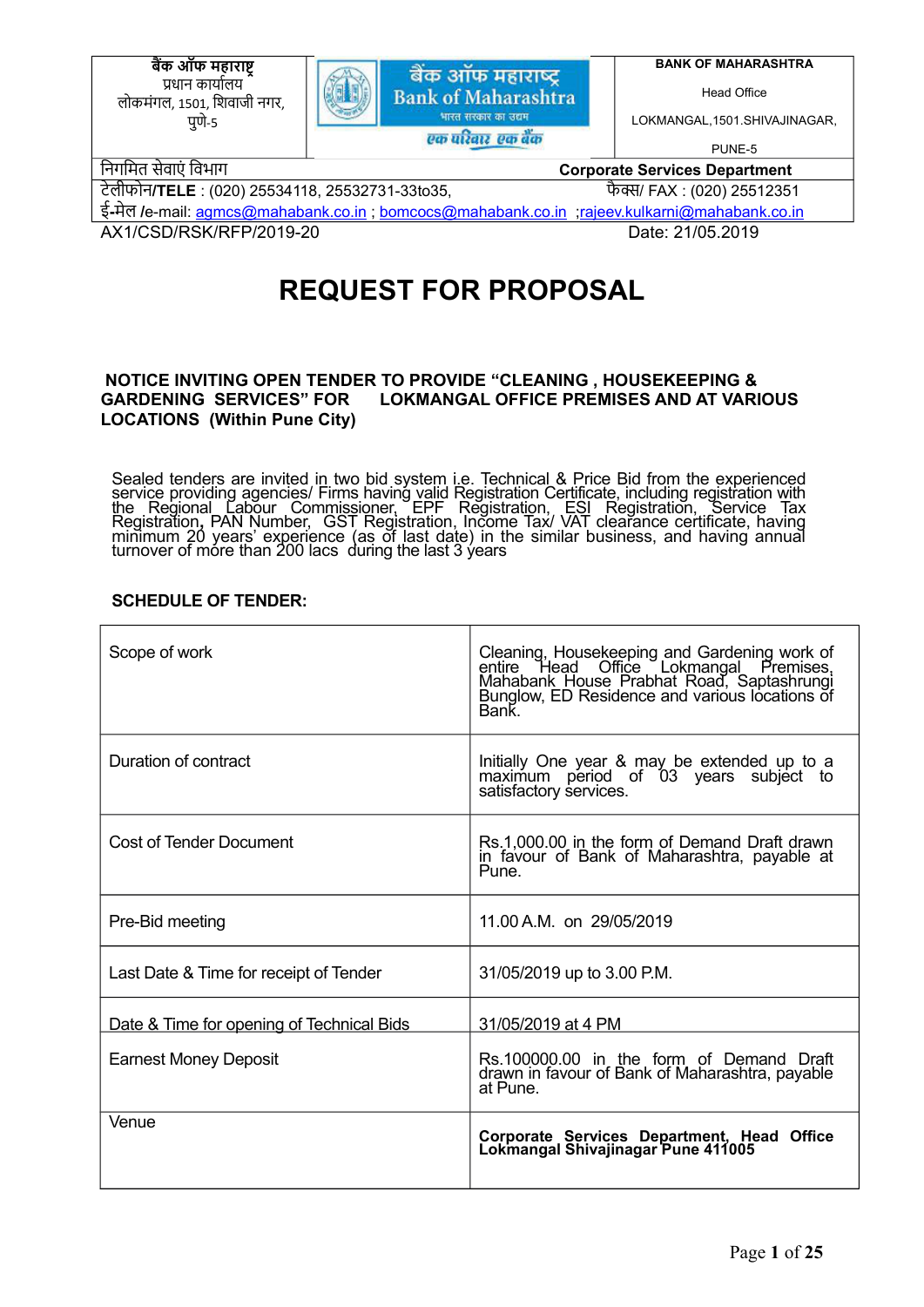| बैंक ऑफ महाराष्ट्र<br>प्रधान कार्यालय<br>लोकमंगल, 1501, शिवाजी नगर,<br>पुणे-5 | बैंक ऑफ महाराष्ट्र<br>Bank of Maharashtra<br>भारत सरकार का उद्यम<br>एक परिवार एक बैंक | BANK OF MAHARASHTRA<br>Head Office<br>LOKMANGAL,1501.SHIVAJINAGAR,<br>PUNE-5 |
|---|---|---|

निगमित सेवाएं विभाग **Corporate Services Department**

टेलीफोन/**TELE** : (020) 25534118, 25532731-33to35, फैक्स/ FAX : (020) 25512351

ई-मेल /e-mail: agmcs@mahabank.co.in ; bomcocs@mahabank.co.in ;rajeev.kulkarni@mahabank.co.in

AX1/CSD/RSK/RFP/2019-20 Date: 21/05.2019

# REQUEST FOR PROPOSAL

### NOTICE INVITING OPEN TENDER TO PROVIDE "CLEANING , HOUSEKEEPING & GARDENING SERVICES" FOR LOKMANGAL OFFICE PREMISES AND AT VARIOUS LOCATIONS (Within Pune City)

Sealed tenders are invited in two bid system i.e. Technical & Price Bid from the experienced service providing agencies/ Firms having valid Registration Certificate, including registration with the Regional Labour Commissioner, EPF Registration, ESI Registration, Service Tax Registration, PAN Number, GST Registration, Income Tax/ VAT clearance certificate, having minimum 20 years' experience (as of last date) in the similar business, and having annual turnover of more than 200 lacs during the last 3 years

**SCHEDULE OF TENDER:**

| | |
|---|---|
| Scope of work | Cleaning, Housekeeping and Gardening work of entire Head Office Lokmangal Premises, Mahabank House Prabhat Road, Saptashrungi Bunglow, ED Residence and various locations of Bank. |
| Duration of contract | Initially One year & may be extended up to a maximum period of 03 years subject to satisfactory services. |
| Cost of Tender Document | Rs.1,000.00 in the form of Demand Draft drawn in favour of Bank of Maharashtra, payable at Pune. |
| Pre-Bid meeting | 11.00 A.M. on 29/05/2019 |
| Last Date & Time for receipt of Tender | 31/05/2019 up to 3.00 P.M. |
| Date & Time for opening of Technical Bids | 31/05/2019 at 4 PM |
| Earnest Money Deposit | Rs.100000.00 in the form of Demand Draft drawn in favour of Bank of Maharashtra, payable at Pune. |
| Venue | **Corporate Services Department, Head Office Lokmangal Shivajinagar Pune 411005** |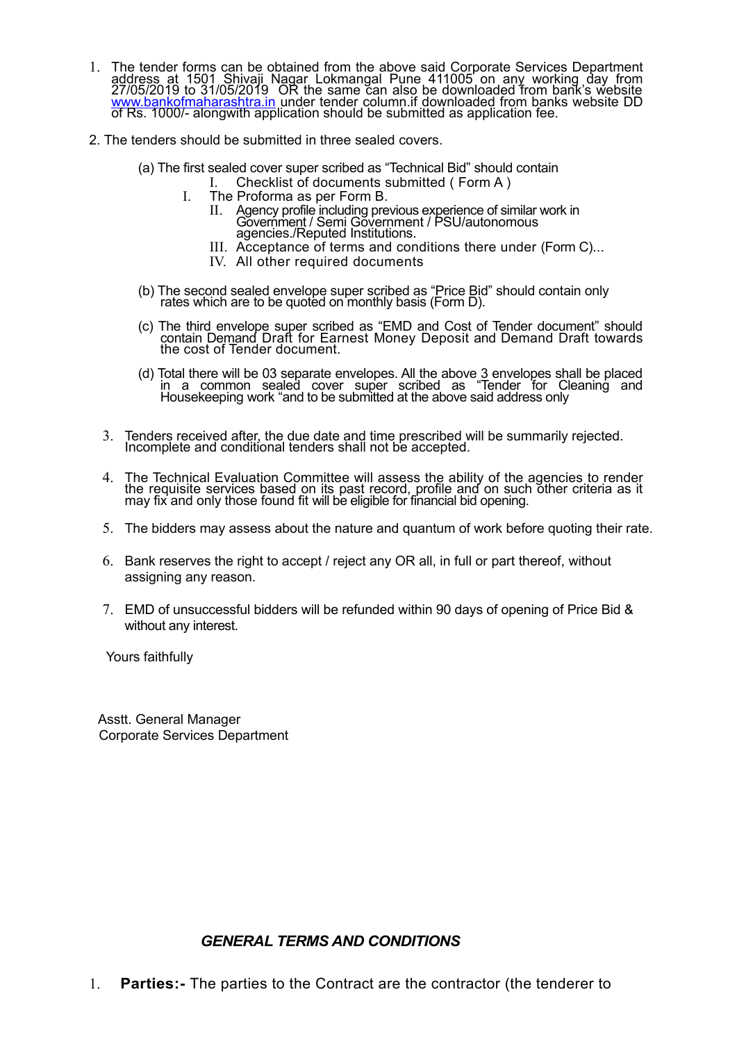1. The tender forms can be obtained from the above said Corporate Services Department address at 1501 Shivaji Nagar Lokmangal Pune 411005 on any working day from 27/05/2019 to 31/05/2019 OR the same can also be downloaded from bank's website www.bankofmaharashtra.in under tender column.if downloaded from banks website DD of Rs. 1000/- alongwith application should be submitted as application fee.

2. The tenders should be submitted in three sealed covers.

   (a) The first sealed cover super scribed as "Technical Bid" should contain
      - I. Checklist of documents submitted ( Form A )
      - I. The Proforma as per Form B.
      - II. Agency profile including previous experience of similar work in Government / Semi Government / PSU/autonomous agencies./Reputed Institutions.
      - III. Acceptance of terms and conditions there under (Form C)...
      - IV. All other required documents

   (b) The second sealed envelope super scribed as "Price Bid" should contain only rates which are to be quoted on monthly basis (Form D).

   (c) The third envelope super scribed as "EMD and Cost of Tender document" should contain Demand Draft for Earnest Money Deposit and Demand Draft towards the cost of Tender document.

   (d) Total there will be 03 separate envelopes. All the above 3 envelopes shall be placed in a common sealed cover super scribed as "Tender for Cleaning and Housekeeping work "and to be submitted at the above said address only

3. Tenders received after, the due date and time prescribed will be summarily rejected. Incomplete and conditional tenders shall not be accepted.

4. The Technical Evaluation Committee will assess the ability of the agencies to render the requisite services based on its past record, profile and on such other criteria as it may fix and only those found fit will be eligible for financial bid opening.

5. The bidders may assess about the nature and quantum of work before quoting their rate.

6. Bank reserves the right to accept / reject any OR all, in full or part thereof, without assigning any reason.

7. EMD of unsuccessful bidders will be refunded within 90 days of opening of Price Bid & without any interest.

Yours faithfully

Asstt. General Manager
Corporate Services Department

## *GENERAL TERMS AND CONDITIONS*

1. **Parties:-** The parties to the Contract are the contractor (the tenderer to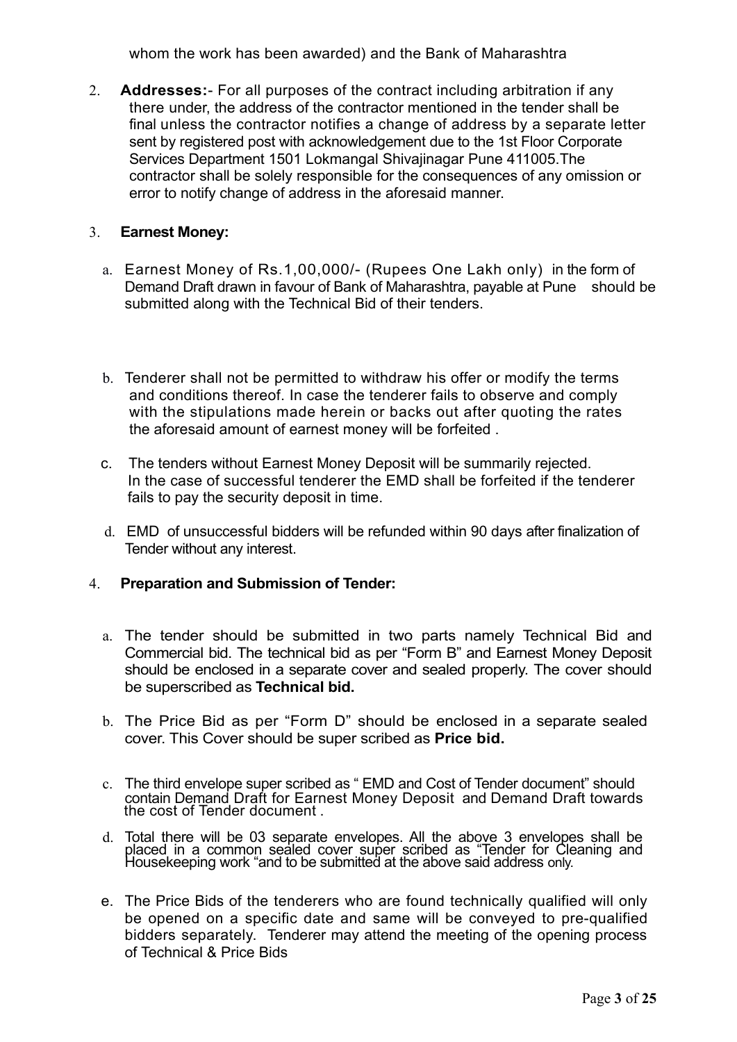whom the work has been awarded) and the Bank of Maharashtra

2. **Addresses:**- For all purposes of the contract including arbitration if any there under, the address of the contractor mentioned in the tender shall be final unless the contractor notifies a change of address by a separate letter sent by registered post with acknowledgement due to the 1st Floor Corporate Services Department 1501 Lokmangal Shivajinagar Pune 411005.The contractor shall be solely responsible for the consequences of any omission or error to notify change of address in the aforesaid manner.

3. **Earnest Money:**

   a. Earnest Money of Rs.1,00,000/- (Rupees One Lakh only) in the form of Demand Draft drawn in favour of Bank of Maharashtra, payable at Pune should be submitted along with the Technical Bid of their tenders.

   b. Tenderer shall not be permitted to withdraw his offer or modify the terms and conditions thereof. In case the tenderer fails to observe and comply with the stipulations made herein or backs out after quoting the rates the aforesaid amount of earnest money will be forfeited .

   c. The tenders without Earnest Money Deposit will be summarily rejected. In the case of successful tenderer the EMD shall be forfeited if the tenderer fails to pay the security deposit in time.

   d. EMD of unsuccessful bidders will be refunded within 90 days after finalization of Tender without any interest.

4. **Preparation and Submission of Tender:**

   a. The tender should be submitted in two parts namely Technical Bid and Commercial bid. The technical bid as per "Form B" and Earnest Money Deposit should be enclosed in a separate cover and sealed properly. The cover should be superscribed as **Technical bid.**

   b. The Price Bid as per "Form D" should be enclosed in a separate sealed cover. This Cover should be super scribed as **Price bid.**

   c. The third envelope super scribed as " EMD and Cost of Tender document" should contain Demand Draft for Earnest Money Deposit and Demand Draft towards the cost of Tender document .

   d. Total there will be 03 separate envelopes. All the above 3 envelopes shall be placed in a common sealed cover super scribed as "Tender for Cleaning and Housekeeping work "and to be submitted at the above said address only.

   e. The Price Bids of the tenderers who are found technically qualified will only be opened on a specific date and same will be conveyed to pre-qualified bidders separately. Tenderer may attend the meeting of the opening process of Technical & Price Bids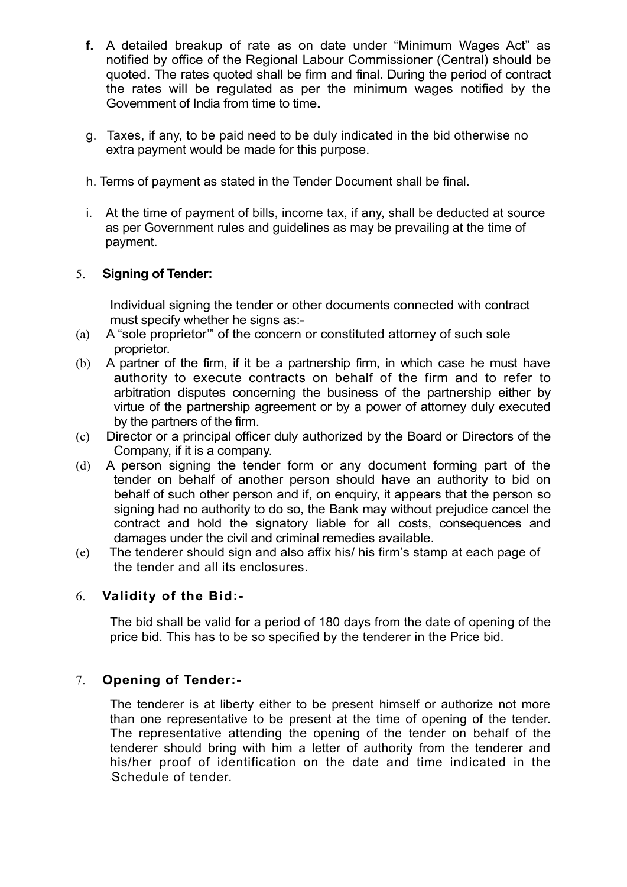**f.** A detailed breakup of rate as on date under "Minimum Wages Act" as notified by office of the Regional Labour Commissioner (Central) should be quoted. The rates quoted shall be firm and final. During the period of contract the rates will be regulated as per the minimum wages notified by the Government of India from time to time**.**

g. Taxes, if any, to be paid need to be duly indicated in the bid otherwise no extra payment would be made for this purpose.

h. Terms of payment as stated in the Tender Document shall be final.

i. At the time of payment of bills, income tax, if any, shall be deducted at source as per Government rules and guidelines as may be prevailing at the time of payment.

5. **Signing of Tender:**

Individual signing the tender or other documents connected with contract must specify whether he signs as:-

(a) A "sole proprietor'" of the concern or constituted attorney of such sole proprietor.

(b) A partner of the firm, if it be a partnership firm, in which case he must have authority to execute contracts on behalf of the firm and to refer to arbitration disputes concerning the business of the partnership either by virtue of the partnership agreement or by a power of attorney duly executed by the partners of the firm.

(c) Director or a principal officer duly authorized by the Board or Directors of the Company, if it is a company.

(d) A person signing the tender form or any document forming part of the tender on behalf of another person should have an authority to bid on behalf of such other person and if, on enquiry, it appears that the person so signing had no authority to do so, the Bank may without prejudice cancel the contract and hold the signatory liable for all costs, consequences and damages under the civil and criminal remedies available.

(e) The tenderer should sign and also affix his/ his firm's stamp at each page of the tender and all its enclosures.

6. **Validity of the Bid:-**

The bid shall be valid for a period of 180 days from the date of opening of the price bid. This has to be so specified by the tenderer in the Price bid.

7. **Opening of Tender:-**

The tenderer is at liberty either to be present himself or authorize not more than one representative to be present at the time of opening of the tender. The representative attending the opening of the tender on behalf of the tenderer should bring with him a letter of authority from the tenderer and his/her proof of identification on the date and time indicated in the Schedule of tender.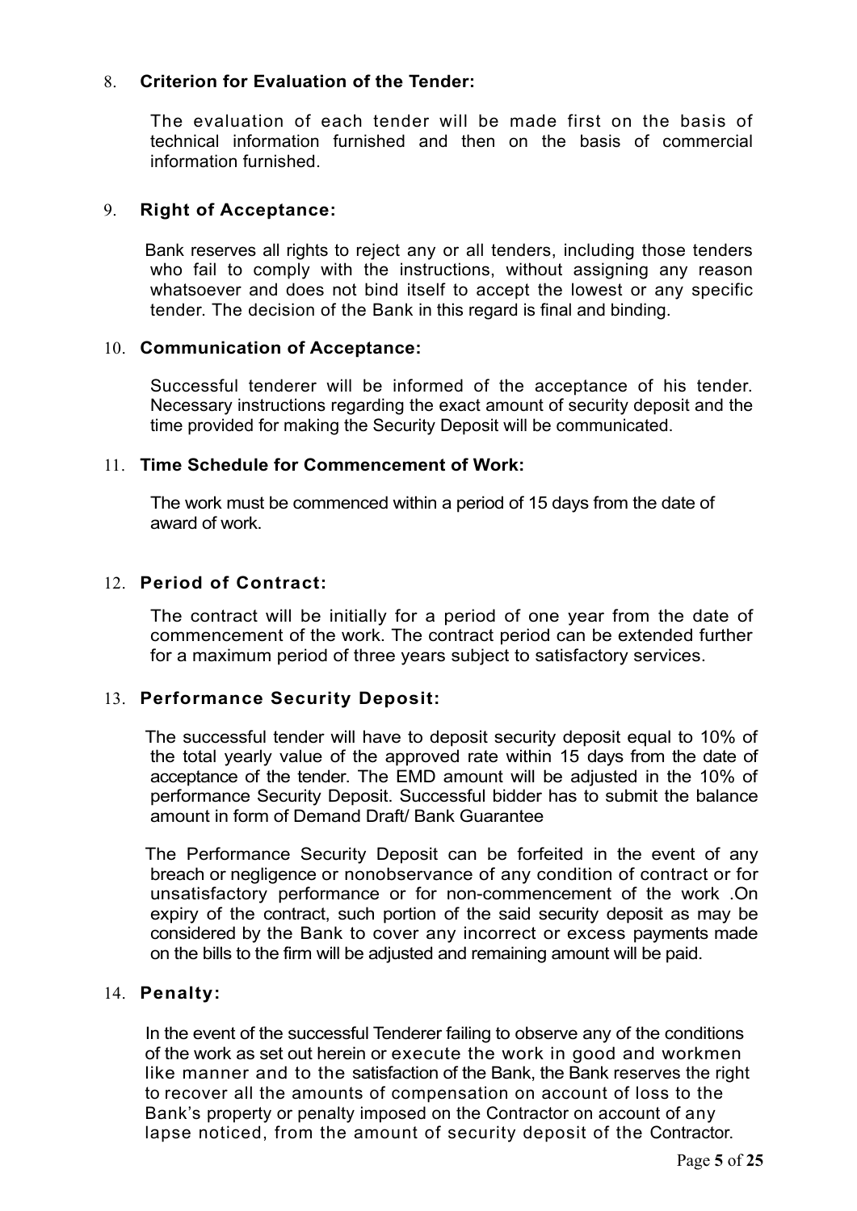8. **Criterion for Evaluation of the Tender:**

   The evaluation of each tender will be made first on the basis of technical information furnished and then on the basis of commercial information furnished.

9. **Right of Acceptance:**

   Bank reserves all rights to reject any or all tenders, including those tenders who fail to comply with the instructions, without assigning any reason whatsoever and does not bind itself to accept the lowest or any specific tender. The decision of the Bank in this regard is final and binding.

10. **Communication of Acceptance:**

    Successful tenderer will be informed of the acceptance of his tender. Necessary instructions regarding the exact amount of security deposit and the time provided for making the Security Deposit will be communicated.

11. **Time Schedule for Commencement of Work:**

    The work must be commenced within a period of 15 days from the date of award of work.

12. **Period of Contract:**

    The contract will be initially for a period of one year from the date of commencement of the work. The contract period can be extended further for a maximum period of three years subject to satisfactory services.

13. **Performance Security Deposit:**

    The successful tender will have to deposit security deposit equal to 10% of the total yearly value of the approved rate within 15 days from the date of acceptance of the tender. The EMD amount will be adjusted in the 10% of performance Security Deposit. Successful bidder has to submit the balance amount in form of Demand Draft/ Bank Guarantee

    The Performance Security Deposit can be forfeited in the event of any breach or negligence or nonobservance of any condition of contract or for unsatisfactory performance or for non-commencement of the work .On expiry of the contract, such portion of the said security deposit as may be considered by the Bank to cover any incorrect or excess payments made on the bills to the firm will be adjusted and remaining amount will be paid.

14. **Penalty:**

    In the event of the successful Tenderer failing to observe any of the conditions of the work as set out herein or execute the work in good and workmen like manner and to the satisfaction of the Bank, the Bank reserves the right to recover all the amounts of compensation on account of loss to the Bank's property or penalty imposed on the Contractor on account of any lapse noticed, from the amount of security deposit of the Contractor.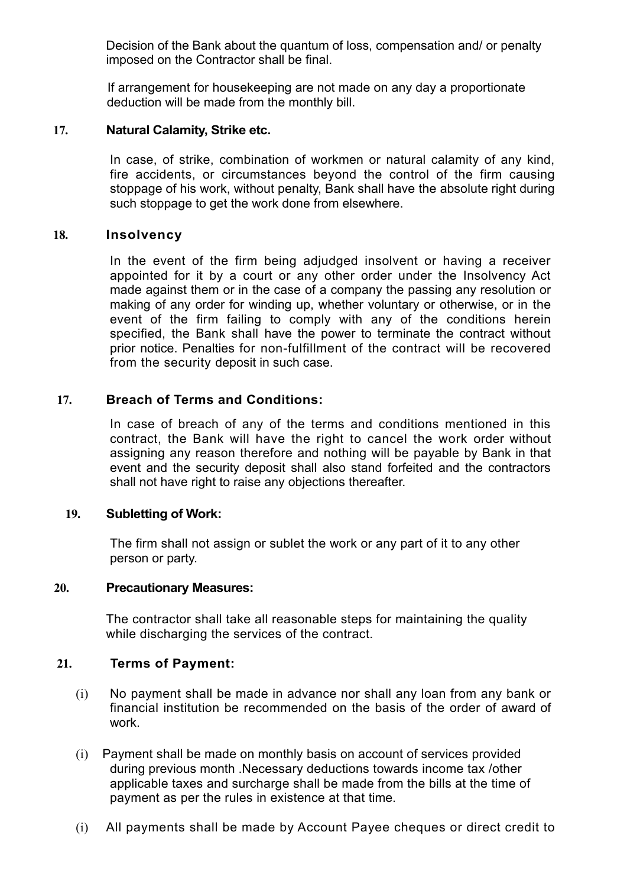Decision of the Bank about the quantum of loss, compensation and/ or penalty imposed on the Contractor shall be final.

If arrangement for housekeeping are not made on any day a proportionate deduction will be made from the monthly bill.

**17. Natural Calamity, Strike etc.**

In case, of strike, combination of workmen or natural calamity of any kind, fire accidents, or circumstances beyond the control of the firm causing stoppage of his work, without penalty, Bank shall have the absolute right during such stoppage to get the work done from elsewhere.

**18. Insolvency**

In the event of the firm being adjudged insolvent or having a receiver appointed for it by a court or any other order under the Insolvency Act made against them or in the case of a company the passing any resolution or making of any order for winding up, whether voluntary or otherwise, or in the event of the firm failing to comply with any of the conditions herein specified, the Bank shall have the power to terminate the contract without prior notice. Penalties for non-fulfillment of the contract will be recovered from the security deposit in such case.

**17. Breach of Terms and Conditions:**

In case of breach of any of the terms and conditions mentioned in this contract, the Bank will have the right to cancel the work order without assigning any reason therefore and nothing will be payable by Bank in that event and the security deposit shall also stand forfeited and the contractors shall not have right to raise any objections thereafter.

**19. Subletting of Work:**

The firm shall not assign or sublet the work or any part of it to any other person or party.

**20. Precautionary Measures:**

The contractor shall take all reasonable steps for maintaining the quality while discharging the services of the contract.

**21. Terms of Payment:**

(i) No payment shall be made in advance nor shall any loan from any bank or financial institution be recommended on the basis of the order of award of work.

(i) Payment shall be made on monthly basis on account of services provided during previous month .Necessary deductions towards income tax /other applicable taxes and surcharge shall be made from the bills at the time of payment as per the rules in existence at that time.

(i) All payments shall be made by Account Payee cheques or direct credit to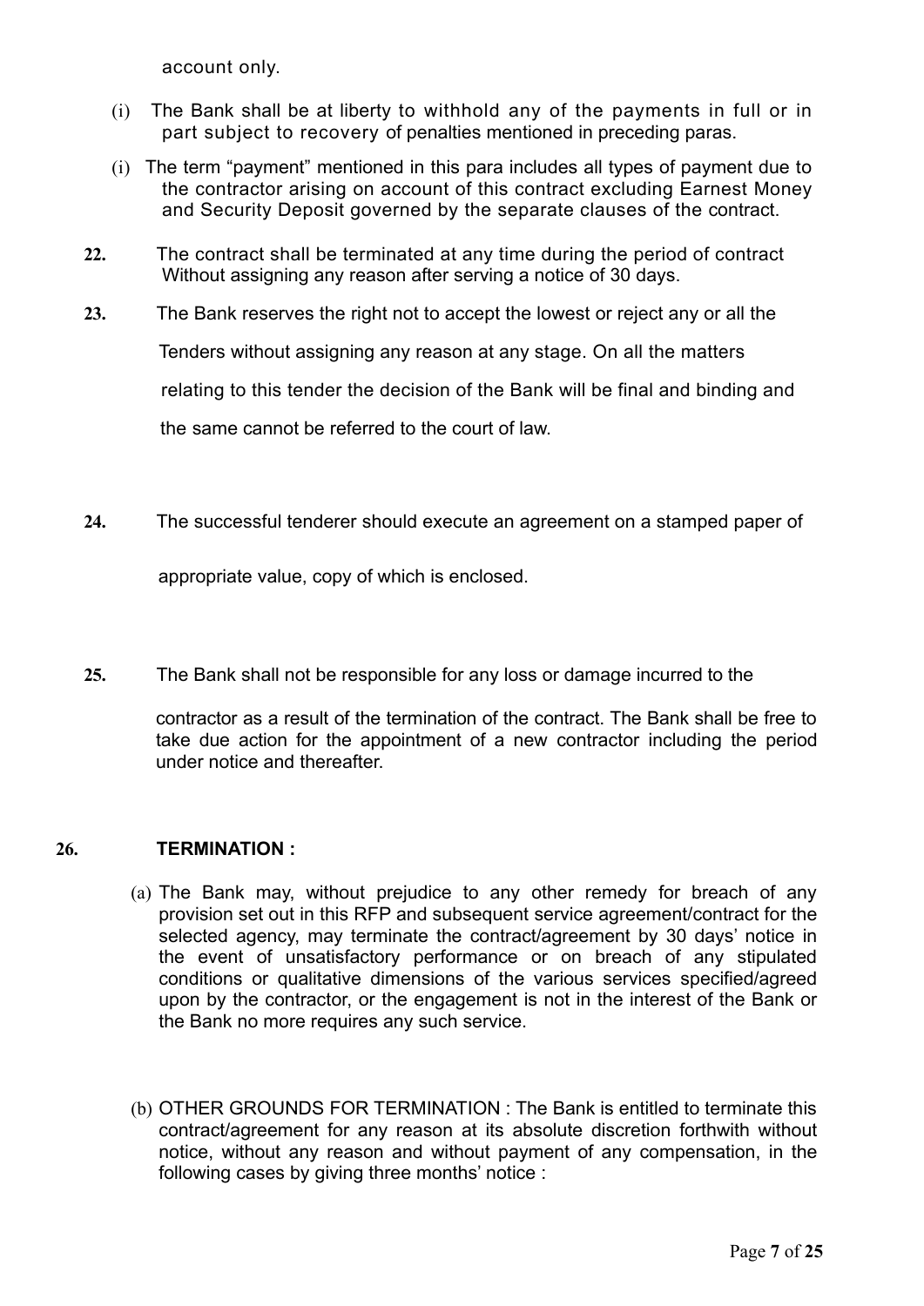account only.

(i) The Bank shall be at liberty to withhold any of the payments in full or in part subject to recovery of penalties mentioned in preceding paras.

(i) The term "payment" mentioned in this para includes all types of payment due to the contractor arising on account of this contract excluding Earnest Money and Security Deposit governed by the separate clauses of the contract.

**22.** The contract shall be terminated at any time during the period of contract Without assigning any reason after serving a notice of 30 days.

**23.** The Bank reserves the right not to accept the lowest or reject any or all the Tenders without assigning any reason at any stage. On all the matters relating to this tender the decision of the Bank will be final and binding and the same cannot be referred to the court of law.

**24.** The successful tenderer should execute an agreement on a stamped paper of appropriate value, copy of which is enclosed.

**25.** The Bank shall not be responsible for any loss or damage incurred to the contractor as a result of the termination of the contract. The Bank shall be free to take due action for the appointment of a new contractor including the period under notice and thereafter.

**26. TERMINATION :**

(a) The Bank may, without prejudice to any other remedy for breach of any provision set out in this RFP and subsequent service agreement/contract for the selected agency, may terminate the contract/agreement by 30 days' notice in the event of unsatisfactory performance or on breach of any stipulated conditions or qualitative dimensions of the various services specified/agreed upon by the contractor, or the engagement is not in the interest of the Bank or the Bank no more requires any such service.

(b) OTHER GROUNDS FOR TERMINATION : The Bank is entitled to terminate this contract/agreement for any reason at its absolute discretion forthwith without notice, without any reason and without payment of any compensation, in the following cases by giving three months' notice :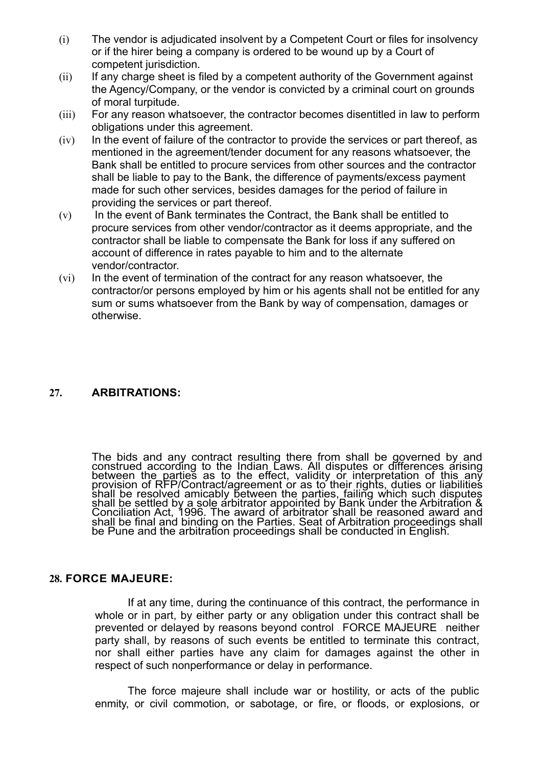(i) The vendor is adjudicated insolvent by a Competent Court or files for insolvency or if the hirer being a company is ordered to be wound up by a Court of competent jurisdiction.

(ii) If any charge sheet is filed by a competent authority of the Government against the Agency/Company, or the vendor is convicted by a criminal court on grounds of moral turpitude.

(iii) For any reason whatsoever, the contractor becomes disentitled in law to perform obligations under this agreement.

(iv) In the event of failure of the contractor to provide the services or part thereof, as mentioned in the agreement/tender document for any reasons whatsoever, the Bank shall be entitled to procure services from other sources and the contractor shall be liable to pay to the Bank, the difference of payments/excess payment made for such other services, besides damages for the period of failure in providing the services or part thereof.

(v) In the event of Bank terminates the Contract, the Bank shall be entitled to procure services from other vendor/contractor as it deems appropriate, and the contractor shall be liable to compensate the Bank for loss if any suffered on account of difference in rates payable to him and to the alternate vendor/contractor.

(vi) In the event of termination of the contract for any reason whatsoever, the contractor/or persons employed by him or his agents shall not be entitled for any sum or sums whatsoever from the Bank by way of compensation, damages or otherwise.

## 27. ARBITRATIONS:

The bids and any contract resulting there from shall be governed by and construed according to the Indian Laws. All disputes or differences arising between the parties as to the effect, validity or interpretation of this any provision of RFP/Contract/agreement or as to their rights, duties or liabilities shall be resolved amicably between the parties, failing which such disputes shall be settled by a sole arbitrator appointed by Bank under the Arbitration & Conciliation Act, 1996. The award of arbitrator shall be reasoned award and shall be final and binding on the Parties. Seat of Arbitration proceedings shall be Pune and the arbitration proceedings shall be conducted in English.

## 28. FORCE MAJEURE:

If at any time, during the continuance of this contract, the performance in whole or in part, by either party or any obligation under this contract shall be prevented or delayed by reasons beyond control - FORCE MAJEURE - neither party shall, by reasons of such events be entitled to terminate this contract, nor shall either parties have any claim for damages against the other in respect of such nonperformance or delay in performance.

The force majeure shall include war or hostility, or acts of the public enmity, or civil commotion, or sabotage, or fire, or floods, or explosions, or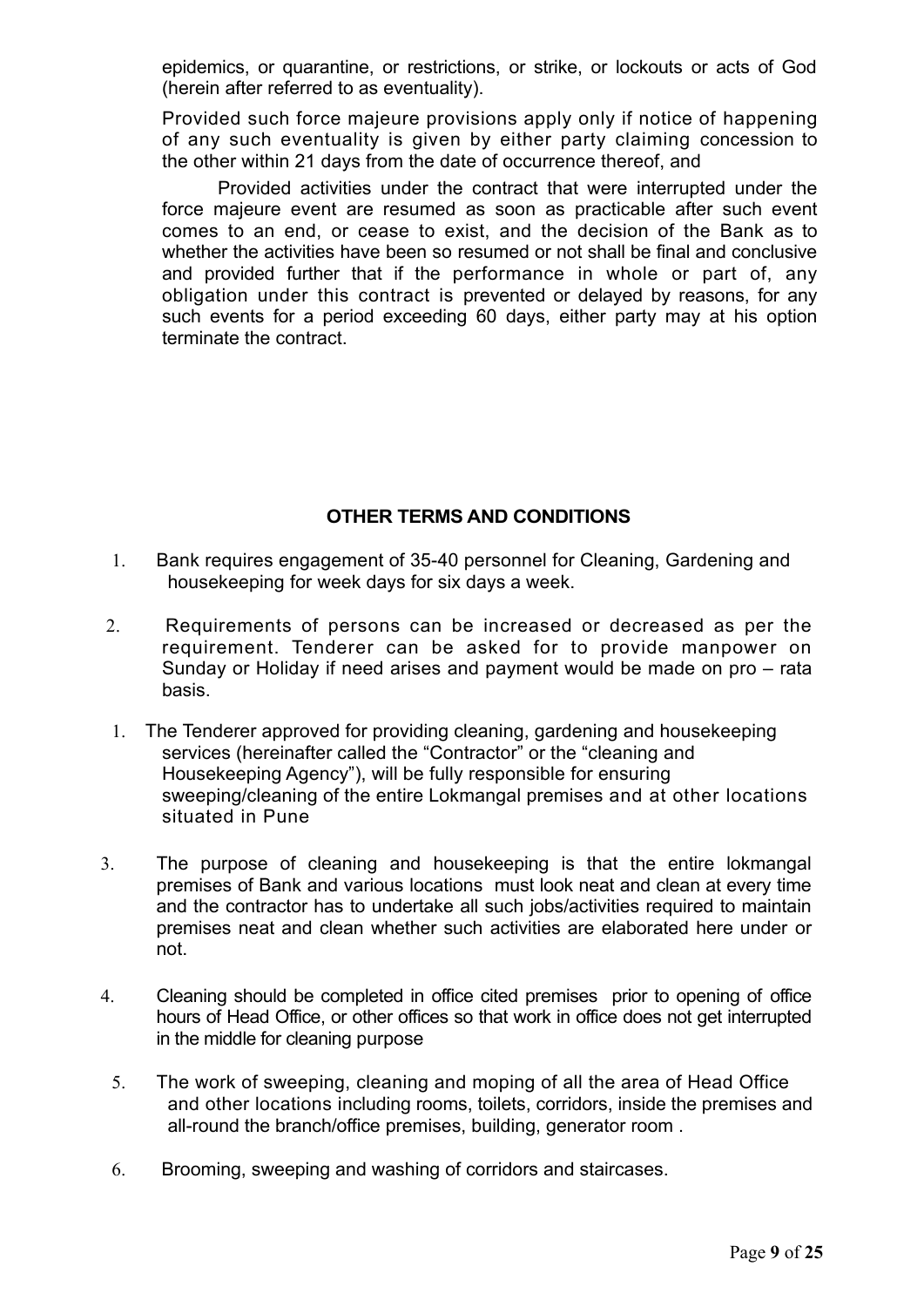epidemics, or quarantine, or restrictions, or strike, or lockouts or acts of God (herein after referred to as eventuality).

Provided such force majeure provisions apply only if notice of happening of any such eventuality is given by either party claiming concession to the other within 21 days from the date of occurrence thereof, and

Provided activities under the contract that were interrupted under the force majeure event are resumed as soon as practicable after such event comes to an end, or cease to exist, and the decision of the Bank as to whether the activities have been so resumed or not shall be final and conclusive and provided further that if the performance in whole or part of, any obligation under this contract is prevented or delayed by reasons, for any such events for a period exceeding 60 days, either party may at his option terminate the contract.

**OTHER TERMS AND CONDITIONS**

1. Bank requires engagement of 35-40 personnel for Cleaning, Gardening and housekeeping for week days for six days a week.

2. Requirements of persons can be increased or decreased as per the requirement. Tenderer can be asked for to provide manpower on Sunday or Holiday if need arises and payment would be made on pro – rata basis.

1. The Tenderer approved for providing cleaning, gardening and housekeeping services (hereinafter called the "Contractor" or the "cleaning and Housekeeping Agency"), will be fully responsible for ensuring sweeping/cleaning of the entire Lokmangal premises and at other locations situated in Pune

3. The purpose of cleaning and housekeeping is that the entire lokmangal premises of Bank and various locations must look neat and clean at every time and the contractor has to undertake all such jobs/activities required to maintain premises neat and clean whether such activities are elaborated here under or not.

4. Cleaning should be completed in office cited premises prior to opening of office hours of Head Office, or other offices so that work in office does not get interrupted in the middle for cleaning purpose

5. The work of sweeping, cleaning and moping of all the area of Head Office and other locations including rooms, toilets, corridors, inside the premises and all-round the branch/office premises, building, generator room .

6. Brooming, sweeping and washing of corridors and staircases.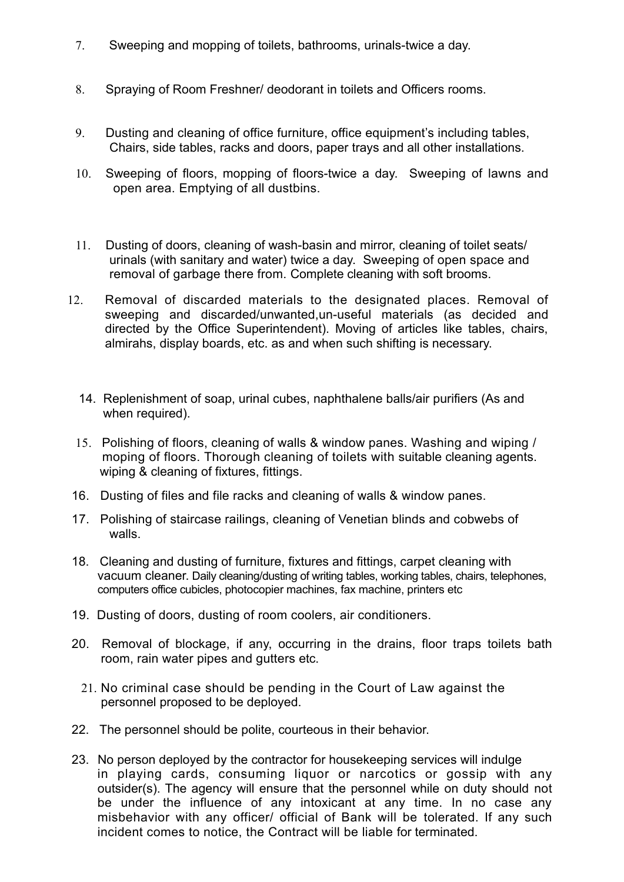7. Sweeping and mopping of toilets, bathrooms, urinals-twice a day.

8. Spraying of Room Freshner/ deodorant in toilets and Officers rooms.

9. Dusting and cleaning of office furniture, office equipment's including tables, Chairs, side tables, racks and doors, paper trays and all other installations.

10. Sweeping of floors, mopping of floors-twice a day. Sweeping of lawns and open area. Emptying of all dustbins.

11. Dusting of doors, cleaning of wash-basin and mirror, cleaning of toilet seats/ urinals (with sanitary and water) twice a day. Sweeping of open space and removal of garbage there from. Complete cleaning with soft brooms.

12. Removal of discarded materials to the designated places. Removal of sweeping and discarded/unwanted,un-useful materials (as decided and directed by the Office Superintendent). Moving of articles like tables, chairs, almirahs, display boards, etc. as and when such shifting is necessary.

14. Replenishment of soap, urinal cubes, naphthalene balls/air purifiers (As and when required).

15. Polishing of floors, cleaning of walls & window panes. Washing and wiping / moping of floors. Thorough cleaning of toilets with suitable cleaning agents. wiping & cleaning of fixtures, fittings.

16. Dusting of files and file racks and cleaning of walls & window panes.

17. Polishing of staircase railings, cleaning of Venetian blinds and cobwebs of walls.

18. Cleaning and dusting of furniture, fixtures and fittings, carpet cleaning with vacuum cleaner. Daily cleaning/dusting of writing tables, working tables, chairs, telephones, computers office cubicles, photocopier machines, fax machine, printers etc

19. Dusting of doors, dusting of room coolers, air conditioners.

20. Removal of blockage, if any, occurring in the drains, floor traps toilets bath room, rain water pipes and gutters etc.

21. No criminal case should be pending in the Court of Law against the personnel proposed to be deployed.

22. The personnel should be polite, courteous in their behavior.

23. No person deployed by the contractor for housekeeping services will indulge in playing cards, consuming liquor or narcotics or gossip with any outsider(s). The agency will ensure that the personnel while on duty should not be under the influence of any intoxicant at any time. In no case any misbehavior with any officer/ official of Bank will be tolerated. If any such incident comes to notice, the Contract will be liable for terminated.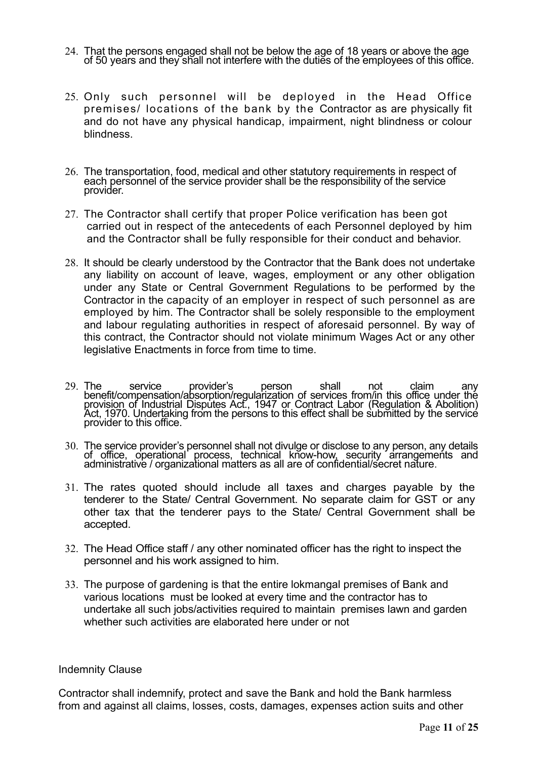24. That the persons engaged shall not be below the age of 18 years or above the age of 50 years and they shall not interfere with the duties of the employees of this office.

25. Only such personnel will be deployed in the Head Office premises/ locations of the bank by the Contractor as are physically fit and do not have any physical handicap, impairment, night blindness or colour blindness.

26. The transportation, food, medical and other statutory requirements in respect of each personnel of the service provider shall be the responsibility of the service provider.

27. The Contractor shall certify that proper Police verification has been got carried out in respect of the antecedents of each Personnel deployed by him and the Contractor shall be fully responsible for their conduct and behavior.

28. It should be clearly understood by the Contractor that the Bank does not undertake any liability on account of leave, wages, employment or any other obligation under any State or Central Government Regulations to be performed by the Contractor in the capacity of an employer in respect of such personnel as are employed by him. The Contractor shall be solely responsible to the employment and labour regulating authorities in respect of aforesaid personnel. By way of this contract, the Contractor should not violate minimum Wages Act or any other legislative Enactments in force from time to time.

29. The service provider's person shall not claim any benefit/compensation/absorption/regularization of services from/in this office under the provision of Industrial Disputes Act., 1947 or Contract Labor (Regulation & Abolition) Act, 1970. Undertaking from the persons to this effect shall be submitted by the service provider to this office.

30. The service provider's personnel shall not divulge or disclose to any person, any details of office, operational process, technical know-how, security arrangements and administrative / organizational matters as all are of confidential/secret nature.

31. The rates quoted should include all taxes and charges payable by the tenderer to the State/ Central Government. No separate claim for GST or any other tax that the tenderer pays to the State/ Central Government shall be accepted.

32. The Head Office staff / any other nominated officer has the right to inspect the personnel and his work assigned to him.

33. The purpose of gardening is that the entire lokmangal premises of Bank and various locations must be looked at every time and the contractor has to undertake all such jobs/activities required to maintain premises lawn and garden whether such activities are elaborated here under or not

Indemnity Clause

Contractor shall indemnify, protect and save the Bank and hold the Bank harmless from and against all claims, losses, costs, damages, expenses action suits and other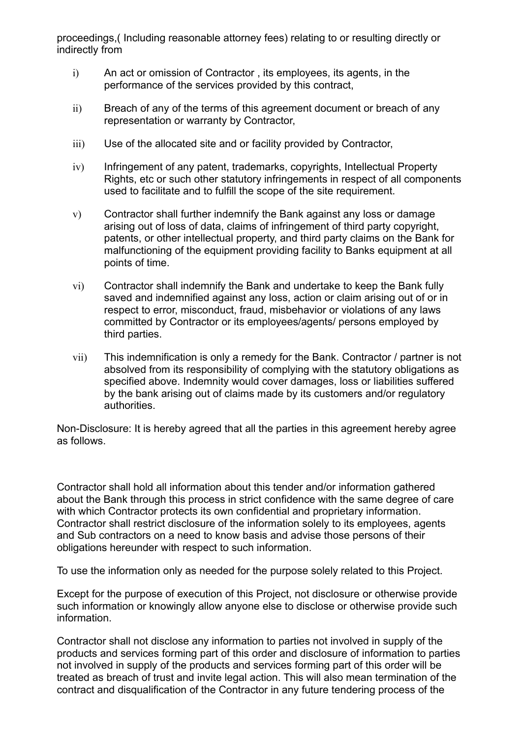proceedings,( Including reasonable attorney fees) relating to or resulting directly or indirectly from

i) An act or omission of Contractor , its employees, its agents, in the performance of the services provided by this contract,

ii) Breach of any of the terms of this agreement document or breach of any representation or warranty by Contractor,

iii) Use of the allocated site and or facility provided by Contractor,

iv) Infringement of any patent, trademarks, copyrights, Intellectual Property Rights, etc or such other statutory infringements in respect of all components used to facilitate and to fulfill the scope of the site requirement.

v) Contractor shall further indemnify the Bank against any loss or damage arising out of loss of data, claims of infringement of third party copyright, patents, or other intellectual property, and third party claims on the Bank for malfunctioning of the equipment providing facility to Banks equipment at all points of time.

vi) Contractor shall indemnify the Bank and undertake to keep the Bank fully saved and indemnified against any loss, action or claim arising out of or in respect to error, misconduct, fraud, misbehavior or violations of any laws committed by Contractor or its employees/agents/ persons employed by third parties.

vii) This indemnification is only a remedy for the Bank. Contractor / partner is not absolved from its responsibility of complying with the statutory obligations as specified above. Indemnity would cover damages, loss or liabilities suffered by the bank arising out of claims made by its customers and/or regulatory authorities.

Non-Disclosure: It is hereby agreed that all the parties in this agreement hereby agree as follows.

Contractor shall hold all information about this tender and/or information gathered about the Bank through this process in strict confidence with the same degree of care with which Contractor protects its own confidential and proprietary information. Contractor shall restrict disclosure of the information solely to its employees, agents and Sub contractors on a need to know basis and advise those persons of their obligations hereunder with respect to such information.

To use the information only as needed for the purpose solely related to this Project.

Except for the purpose of execution of this Project, not disclosure or otherwise provide such information or knowingly allow anyone else to disclose or otherwise provide such information.

Contractor shall not disclose any information to parties not involved in supply of the products and services forming part of this order and disclosure of information to parties not involved in supply of the products and services forming part of this order will be treated as breach of trust and invite legal action. This will also mean termination of the contract and disqualification of the Contractor in any future tendering process of the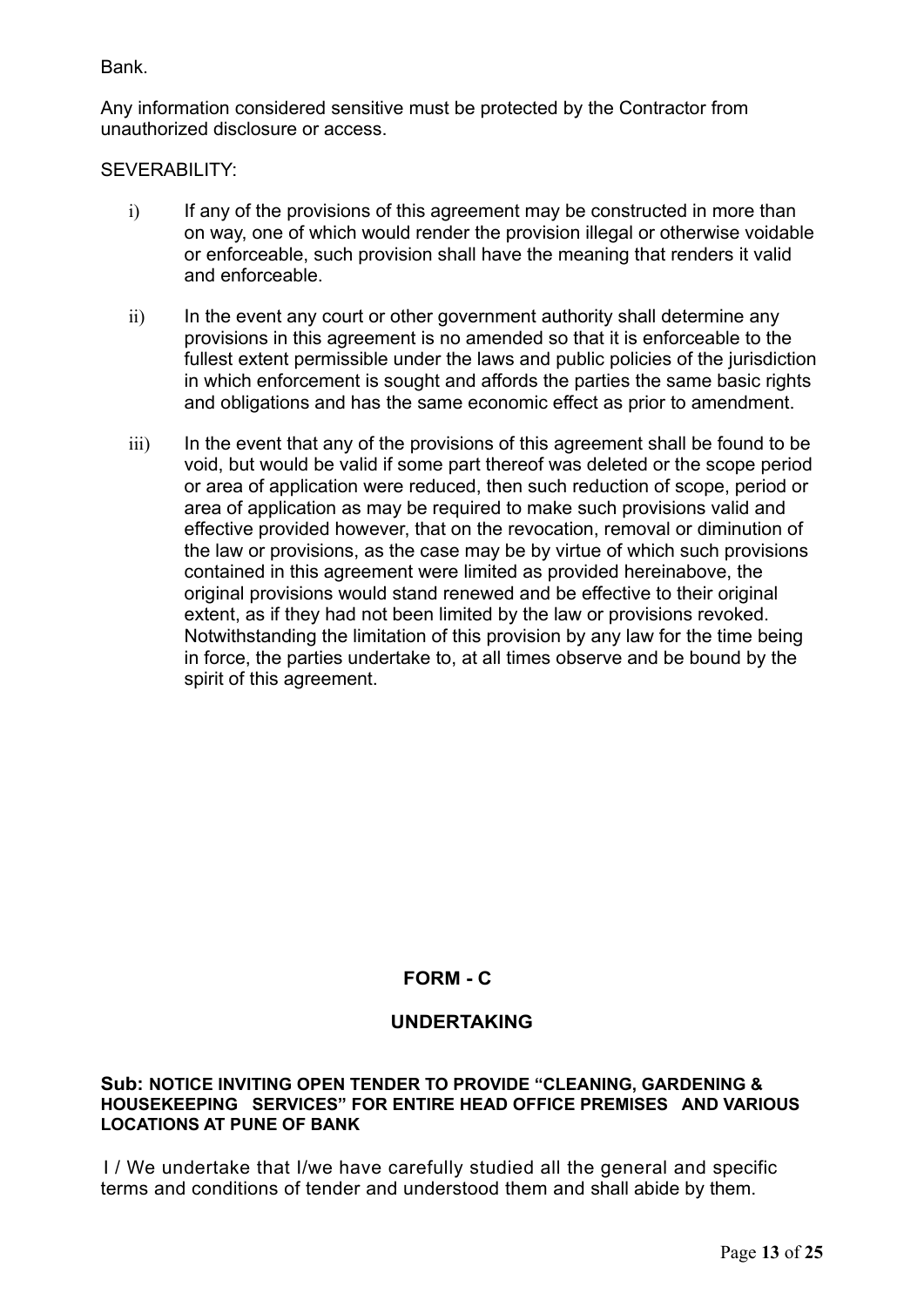Bank.

Any information considered sensitive must be protected by the Contractor from unauthorized disclosure or access.

SEVERABILITY:

i) If any of the provisions of this agreement may be constructed in more than on way, one of which would render the provision illegal or otherwise voidable or enforceable, such provision shall have the meaning that renders it valid and enforceable.

ii) In the event any court or other government authority shall determine any provisions in this agreement is no amended so that it is enforceable to the fullest extent permissible under the laws and public policies of the jurisdiction in which enforcement is sought and affords the parties the same basic rights and obligations and has the same economic effect as prior to amendment.

iii) In the event that any of the provisions of this agreement shall be found to be void, but would be valid if some part thereof was deleted or the scope period or area of application were reduced, then such reduction of scope, period or area of application as may be required to make such provisions valid and effective provided however, that on the revocation, removal or diminution of the law or provisions, as the case may be by virtue of which such provisions contained in this agreement were limited as provided hereinabove, the original provisions would stand renewed and be effective to their original extent, as if they had not been limited by the law or provisions revoked. Notwithstanding the limitation of this provision by any law for the time being in force, the parties undertake to, at all times observe and be bound by the spirit of this agreement.

## FORM - C

## UNDERTAKING

**Sub: NOTICE INVITING OPEN TENDER TO PROVIDE "CLEANING, GARDENING & HOUSEKEEPING SERVICES" FOR ENTIRE HEAD OFFICE PREMISES AND VARIOUS LOCATIONS AT PUNE OF BANK**

I / We undertake that I/we have carefully studied all the general and specific terms and conditions of tender and understood them and shall abide by them.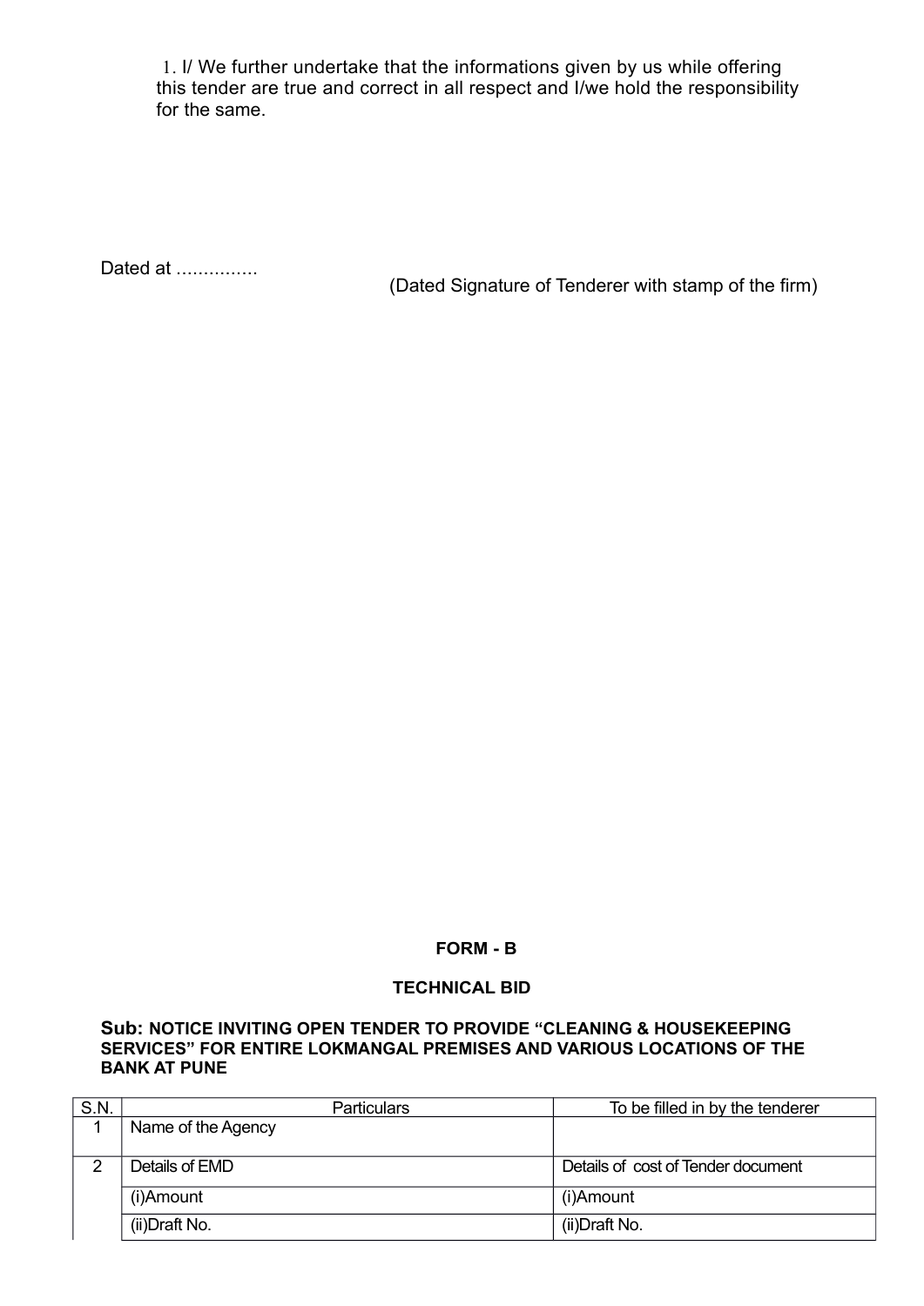1. I/ We further undertake that the informations given by us while offering this tender are true and correct in all respect and I/we hold the responsibility for the same.

Dated at ...............

(Dated Signature of Tenderer with stamp of the firm)

**FORM - B**

**TECHNICAL BID**

**Sub: NOTICE INVITING OPEN TENDER TO PROVIDE "CLEANING & HOUSEKEEPING SERVICES" FOR ENTIRE LOKMANGAL PREMISES AND VARIOUS LOCATIONS OF THE BANK AT PUNE**

| S.N. | Particulars | To be filled in by the tenderer |
|---|---|---|
| 1 | Name of the Agency | |
| 2 | Details of EMD | Details of cost of Tender document |
| | (i)Amount | (i)Amount |
| | (ii)Draft No. | (ii)Draft No. |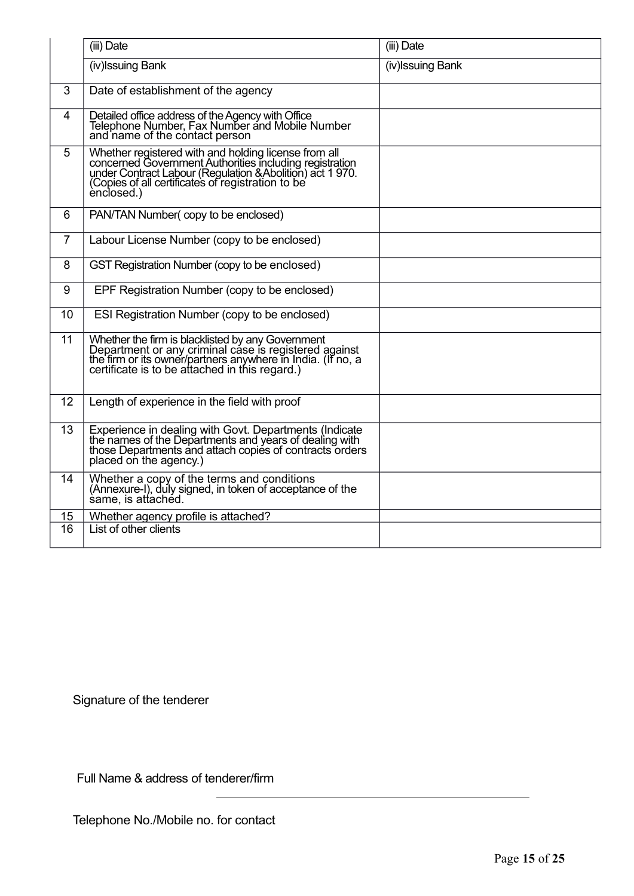| | | |
|---|---|---|
| | (iii) Date | (iii) Date |
| | (iv)Issuing Bank | (iv)Issuing Bank |
| 3 | Date of establishment of the agency | |
| 4 | Detailed office address of the Agency with Office Telephone Number, Fax Number and Mobile Number and name of the contact person | |
| 5 | Whether registered with and holding license from all concerned Government Authorities including registration under Contract Labour (Regulation &Abolition) act 1 970. (Copies of all certificates of registration to be enclosed.) | |
| 6 | PAN/TAN Number( copy to be enclosed) | |
| 7 | Labour License Number (copy to be enclosed) | |
| 8 | GST Registration Number (copy to be enclosed) | |
| 9 | EPF Registration Number (copy to be enclosed) | |
| 10 | ESI Registration Number (copy to be enclosed) | |
| 11 | Whether the firm is blacklisted by any Government Department or any criminal case is registered against the firm or its owner/partners anywhere in India. (If no, a certificate is to be attached in this regard.) | |
| 12 | Length of experience in the field with proof | |
| 13 | Experience in dealing with Govt. Departments (Indicate the names of the Departments and years of dealing with those Departments and attach copies of contracts orders placed on the agency.) | |
| 14 | Whether a copy of the terms and conditions (Annexure-I), duly signed, in token of acceptance of the same, is attached. | |
| 15 | Whether agency profile is attached? | |
| 16 | List of other clients | |

Signature of the tenderer

Full Name & address of tenderer/firm ____________________

Telephone No./Mobile no. for contact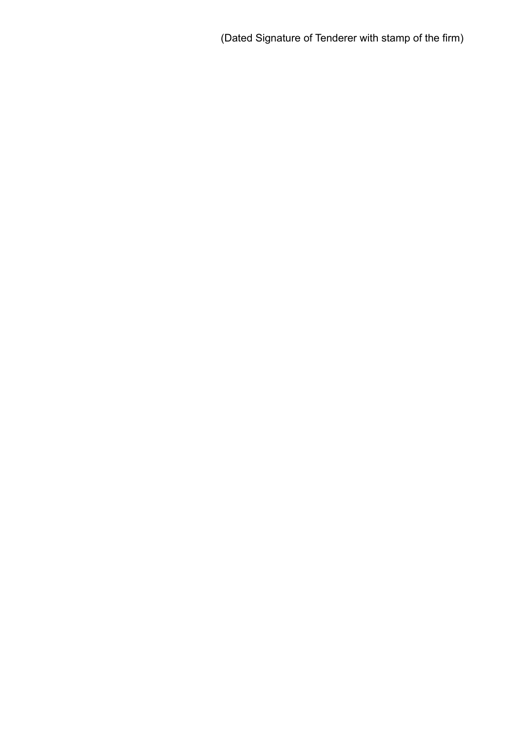(Dated Signature of Tenderer with stamp of the firm)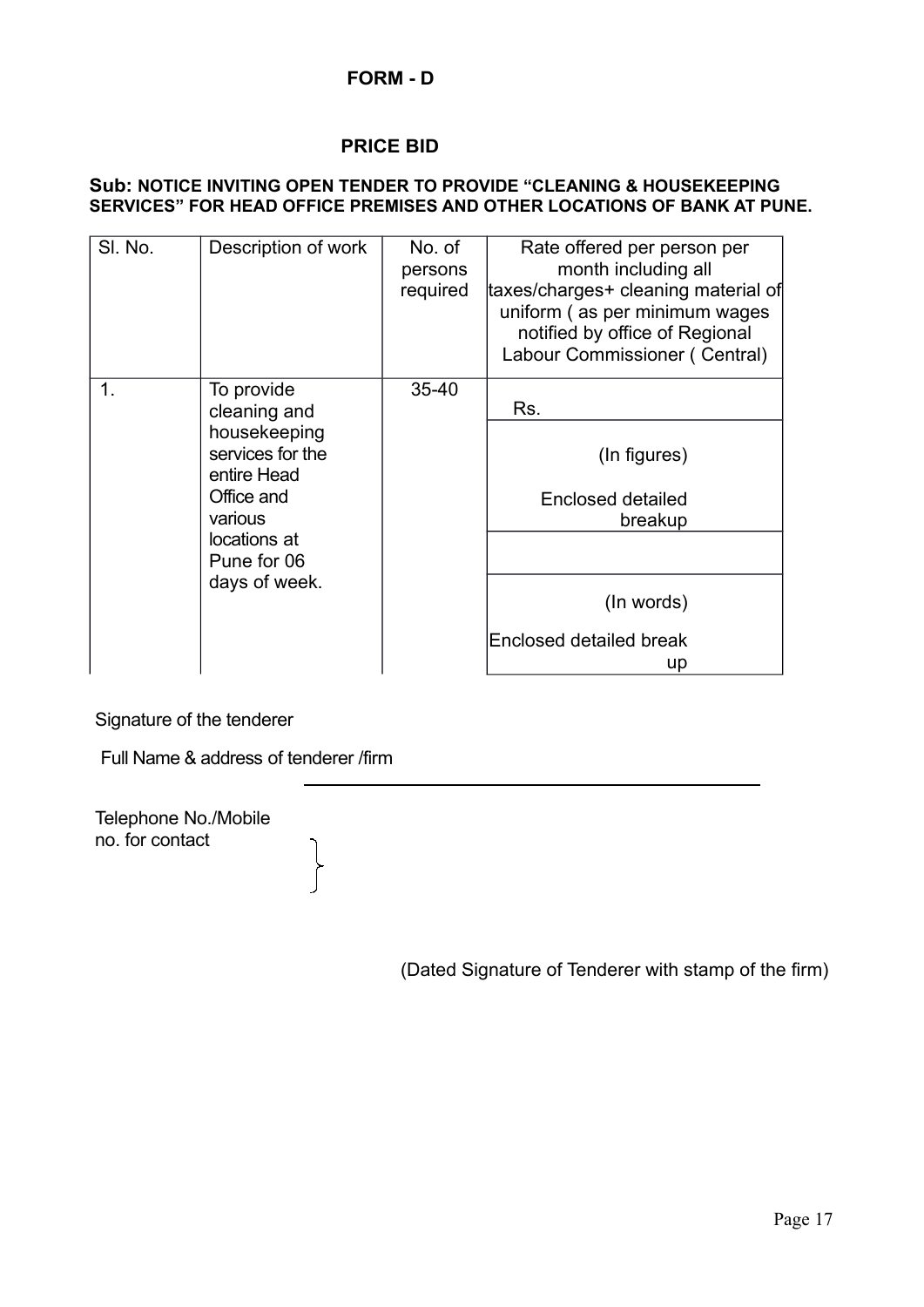# FORM - D

## PRICE BID

**Sub: NOTICE INVITING OPEN TENDER TO PROVIDE "CLEANING & HOUSEKEEPING SERVICES" FOR HEAD OFFICE PREMISES AND OTHER LOCATIONS OF BANK AT PUNE.**

| Sl. No. | Description of work | No. of persons required | Rate offered per person per month including all taxes/charges+ cleaning material of uniform ( as per minimum wages notified by office of Regional Labour Commissioner ( Central) |
|---|---|---|---|
| 1. | To provide cleaning and housekeeping services for the entire Head Office and various locations at Pune for 06 days of week. | 35-40 | Rs. |
| | | | (In figures)<br><br>Enclosed detailed breakup |
| | | | |
| | | | (In words)<br><br>Enclosed detailed break up |

Signature of the tenderer

Full Name & address of tenderer /firm

Telephone No./Mobile no. for contact

(Dated Signature of Tenderer with stamp of the firm)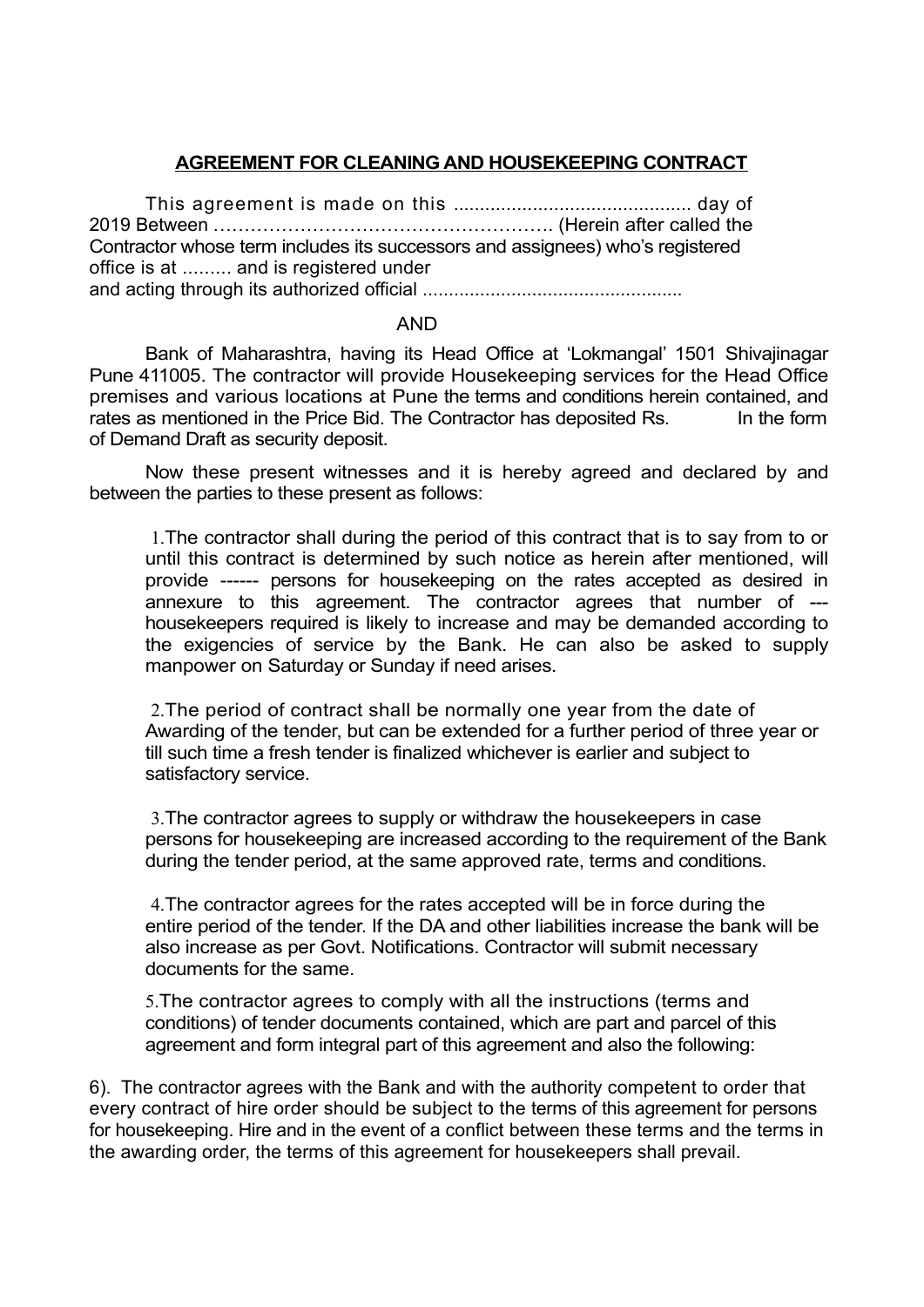## AGREEMENT FOR CLEANING AND HOUSEKEEPING CONTRACT

This agreement is made on this ............................................ day of 2019 Between ……………………………………………….. (Herein after called the Contractor whose term includes its successors and assignees) who's registered office is at ......... and is registered under and acting through its authorized official .................................................

AND

Bank of Maharashtra, having its Head Office at 'Lokmangal' 1501 Shivajinagar Pune 411005. The contractor will provide Housekeeping services for the Head Office premises and various locations at Pune the terms and conditions herein contained, and rates as mentioned in the Price Bid. The Contractor has deposited Rs. In the form of Demand Draft as security deposit.

Now these present witnesses and it is hereby agreed and declared by and between the parties to these present as follows:

1.The contractor shall during the period of this contract that is to say from to or until this contract is determined by such notice as herein after mentioned, will provide ------ persons for housekeeping on the rates accepted as desired in annexure to this agreement. The contractor agrees that number of --- housekeepers required is likely to increase and may be demanded according to the exigencies of service by the Bank. He can also be asked to supply manpower on Saturday or Sunday if need arises.

2.The period of contract shall be normally one year from the date of Awarding of the tender, but can be extended for a further period of three year or till such time a fresh tender is finalized whichever is earlier and subject to satisfactory service.

3.The contractor agrees to supply or withdraw the housekeepers in case persons for housekeeping are increased according to the requirement of the Bank during the tender period, at the same approved rate, terms and conditions.

4.The contractor agrees for the rates accepted will be in force during the entire period of the tender. If the DA and other liabilities increase the bank will be also increase as per Govt. Notifications. Contractor will submit necessary documents for the same.

5.The contractor agrees to comply with all the instructions (terms and conditions) of tender documents contained, which are part and parcel of this agreement and form integral part of this agreement and also the following:

6). The contractor agrees with the Bank and with the authority competent to order that every contract of hire order should be subject to the terms of this agreement for persons for housekeeping. Hire and in the event of a conflict between these terms and the terms in the awarding order, the terms of this agreement for housekeepers shall prevail.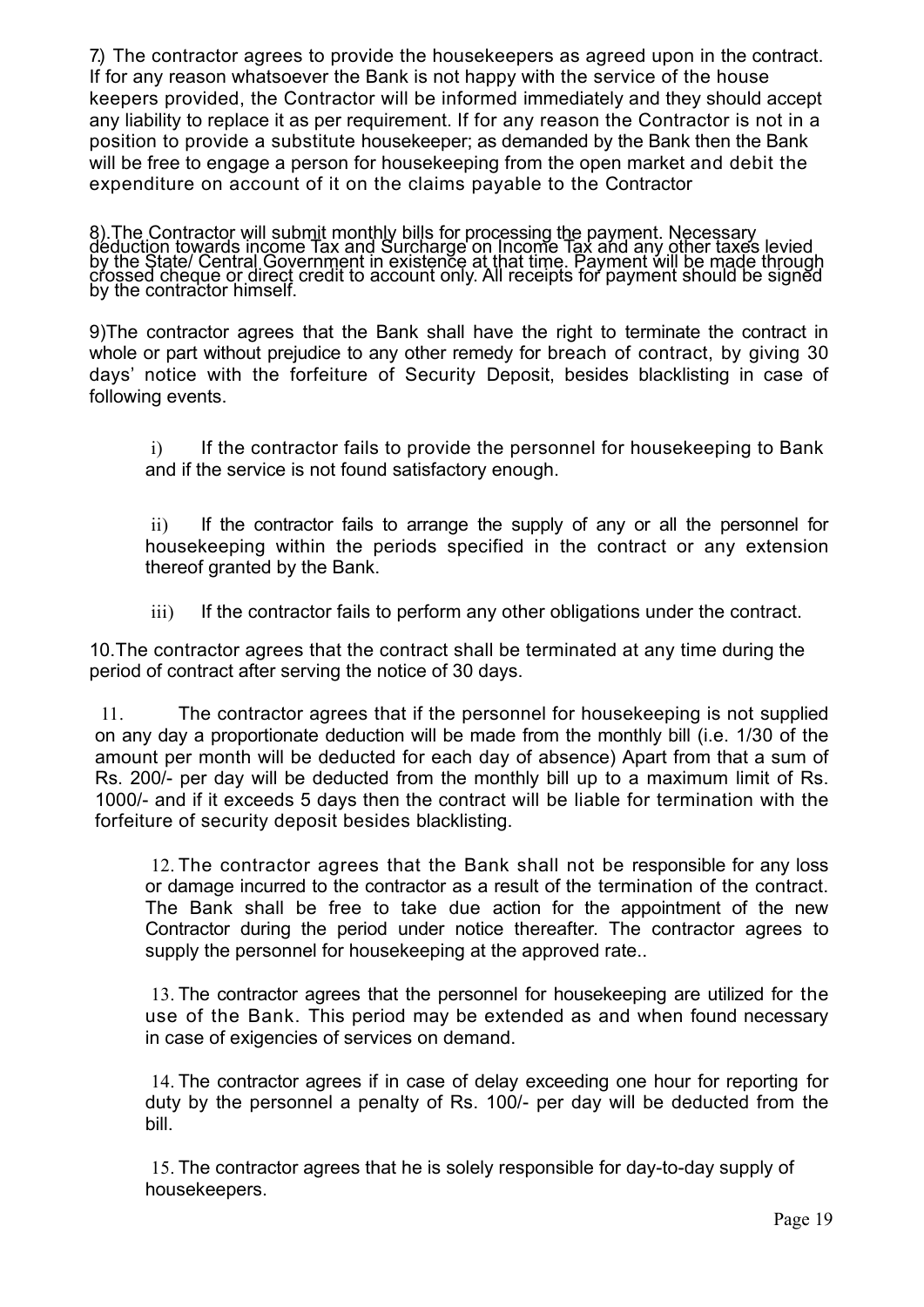7) The contractor agrees to provide the housekeepers as agreed upon in the contract. If for any reason whatsoever the Bank is not happy with the service of the house keepers provided, the Contractor will be informed immediately and they should accept any liability to replace it as per requirement. If for any reason the Contractor is not in a position to provide a substitute housekeeper; as demanded by the Bank then the Bank will be free to engage a person for housekeeping from the open market and debit the expenditure on account of it on the claims payable to the Contractor

8).The Contractor will submit monthly bills for processing the payment. Necessary deduction towards income Tax and Surcharge on Income Tax and any other taxes levied by the State/ Central Government in existence at that time. Payment will be made through crossed cheque or direct credit to account only. All receipts for payment should be signed by the contractor himself.

9)The contractor agrees that the Bank shall have the right to terminate the contract in whole or part without prejudice to any other remedy for breach of contract, by giving 30 days' notice with the forfeiture of Security Deposit, besides blacklisting in case of following events.

i) If the contractor fails to provide the personnel for housekeeping to Bank and if the service is not found satisfactory enough.

ii) If the contractor fails to arrange the supply of any or all the personnel for housekeeping within the periods specified in the contract or any extension thereof granted by the Bank.

iii) If the contractor fails to perform any other obligations under the contract.

10.The contractor agrees that the contract shall be terminated at any time during the period of contract after serving the notice of 30 days.

11. The contractor agrees that if the personnel for housekeeping is not supplied on any day a proportionate deduction will be made from the monthly bill (i.e. 1/30 of the amount per month will be deducted for each day of absence) Apart from that a sum of Rs. 200/- per day will be deducted from the monthly bill up to a maximum limit of Rs. 1000/- and if it exceeds 5 days then the contract will be liable for termination with the forfeiture of security deposit besides blacklisting.

12. The contractor agrees that the Bank shall not be responsible for any loss or damage incurred to the contractor as a result of the termination of the contract. The Bank shall be free to take due action for the appointment of the new Contractor during the period under notice thereafter. The contractor agrees to supply the personnel for housekeeping at the approved rate..

13. The contractor agrees that the personnel for housekeeping are utilized for the use of the Bank. This period may be extended as and when found necessary in case of exigencies of services on demand.

14. The contractor agrees if in case of delay exceeding one hour for reporting for duty by the personnel a penalty of Rs. 100/- per day will be deducted from the bill.

15. The contractor agrees that he is solely responsible for day-to-day supply of housekeepers.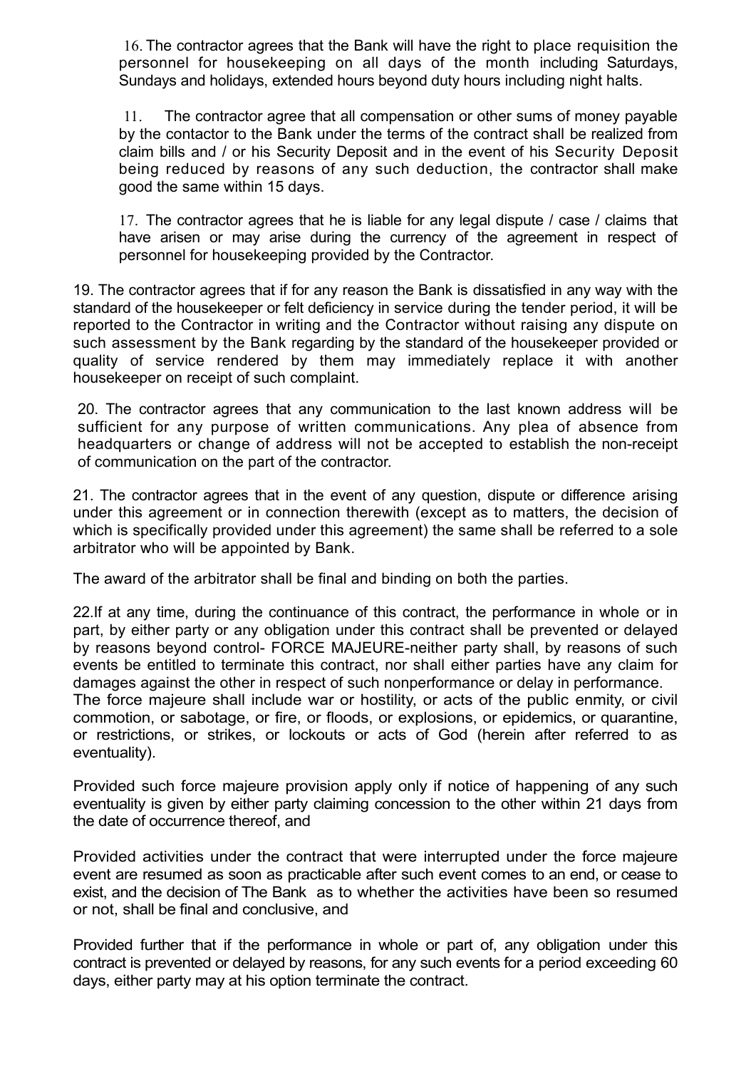16. The contractor agrees that the Bank will have the right to place requisition the personnel for housekeeping on all days of the month including Saturdays, Sundays and holidays, extended hours beyond duty hours including night halts.

11. The contractor agree that all compensation or other sums of money payable by the contactor to the Bank under the terms of the contract shall be realized from claim bills and / or his Security Deposit and in the event of his Security Deposit being reduced by reasons of any such deduction, the contractor shall make good the same within 15 days.

17. The contractor agrees that he is liable for any legal dispute / case / claims that have arisen or may arise during the currency of the agreement in respect of personnel for housekeeping provided by the Contractor.

19. The contractor agrees that if for any reason the Bank is dissatisfied in any way with the standard of the housekeeper or felt deficiency in service during the tender period, it will be reported to the Contractor in writing and the Contractor without raising any dispute on such assessment by the Bank regarding by the standard of the housekeeper provided or quality of service rendered by them may immediately replace it with another housekeeper on receipt of such complaint.

20. The contractor agrees that any communication to the last known address will be sufficient for any purpose of written communications. Any plea of absence from headquarters or change of address will not be accepted to establish the non-receipt of communication on the part of the contractor.

21. The contractor agrees that in the event of any question, dispute or difference arising under this agreement or in connection therewith (except as to matters, the decision of which is specifically provided under this agreement) the same shall be referred to a sole arbitrator who will be appointed by Bank.

The award of the arbitrator shall be final and binding on both the parties.

22.If at any time, during the continuance of this contract, the performance in whole or in part, by either party or any obligation under this contract shall be prevented or delayed by reasons beyond control- FORCE MAJEURE-neither party shall, by reasons of such events be entitled to terminate this contract, nor shall either parties have any claim for damages against the other in respect of such nonperformance or delay in performance.
The force majeure shall include war or hostility, or acts of the public enmity, or civil commotion, or sabotage, or fire, or floods, or explosions, or epidemics, or quarantine, or restrictions, or strikes, or lockouts or acts of God (herein after referred to as eventuality).

Provided such force majeure provision apply only if notice of happening of any such eventuality is given by either party claiming concession to the other within 21 days from the date of occurrence thereof, and

Provided activities under the contract that were interrupted under the force majeure event are resumed as soon as practicable after such event comes to an end, or cease to exist, and the decision of The Bank as to whether the activities have been so resumed or not, shall be final and conclusive, and

Provided further that if the performance in whole or part of, any obligation under this contract is prevented or delayed by reasons, for any such events for a period exceeding 60 days, either party may at his option terminate the contract.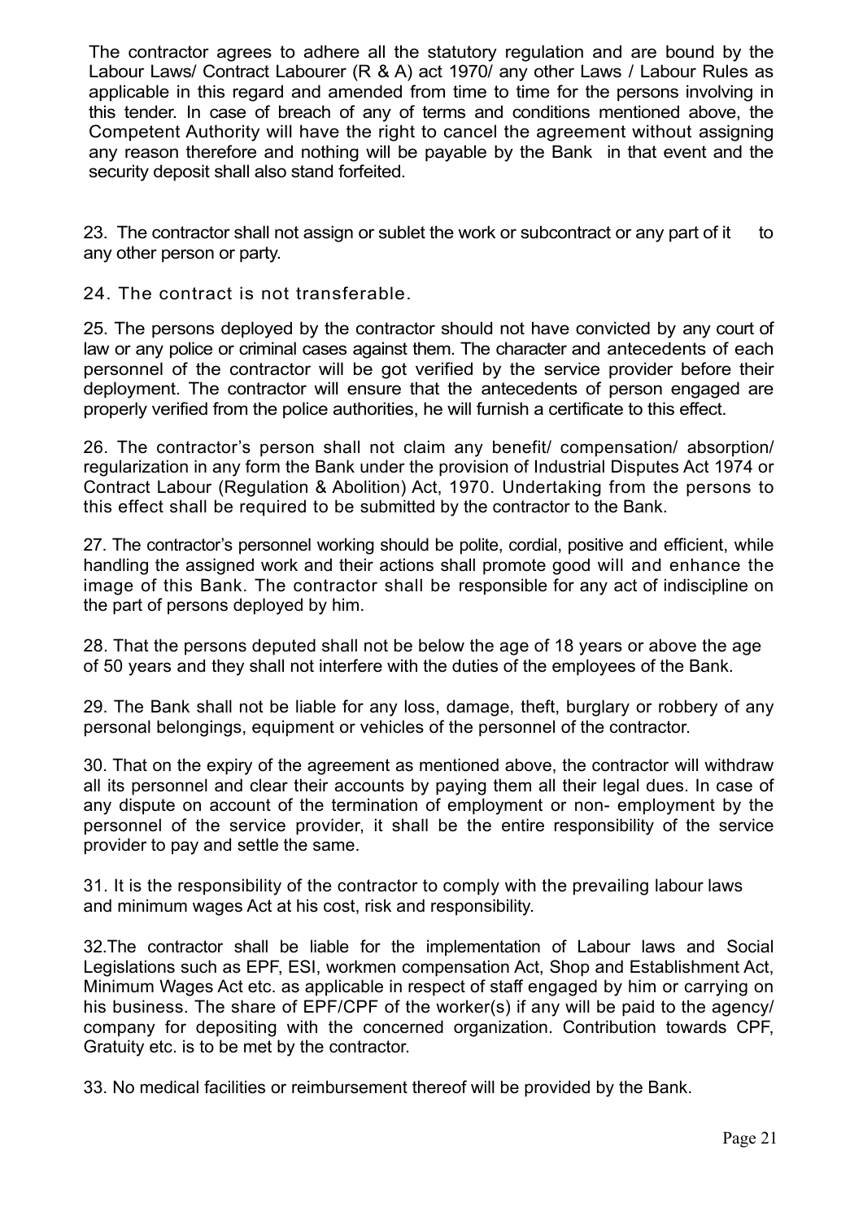The contractor agrees to adhere all the statutory regulation and are bound by the Labour Laws/ Contract Labourer (R & A) act 1970/ any other Laws / Labour Rules as applicable in this regard and amended from time to time for the persons involving in this tender. In case of breach of any of terms and conditions mentioned above, the Competent Authority will have the right to cancel the agreement without assigning any reason therefore and nothing will be payable by the Bank in that event and the security deposit shall also stand forfeited.

23. The contractor shall not assign or sublet the work or subcontract or any part of it to any other person or party.

24. The contract is not transferable.

25. The persons deployed by the contractor should not have convicted by any court of law or any police or criminal cases against them. The character and antecedents of each personnel of the contractor will be got verified by the service provider before their deployment. The contractor will ensure that the antecedents of person engaged are properly verified from the police authorities, he will furnish a certificate to this effect.

26. The contractor's person shall not claim any benefit/ compensation/ absorption/ regularization in any form the Bank under the provision of Industrial Disputes Act 1974 or Contract Labour (Regulation & Abolition) Act, 1970. Undertaking from the persons to this effect shall be required to be submitted by the contractor to the Bank.

27. The contractor's personnel working should be polite, cordial, positive and efficient, while handling the assigned work and their actions shall promote good will and enhance the image of this Bank. The contractor shall be responsible for any act of indiscipline on the part of persons deployed by him.

28. That the persons deputed shall not be below the age of 18 years or above the age of 50 years and they shall not interfere with the duties of the employees of the Bank.

29. The Bank shall not be liable for any loss, damage, theft, burglary or robbery of any personal belongings, equipment or vehicles of the personnel of the contractor.

30. That on the expiry of the agreement as mentioned above, the contractor will withdraw all its personnel and clear their accounts by paying them all their legal dues. In case of any dispute on account of the termination of employment or non- employment by the personnel of the service provider, it shall be the entire responsibility of the service provider to pay and settle the same.

31. It is the responsibility of the contractor to comply with the prevailing labour laws and minimum wages Act at his cost, risk and responsibility.

32.The contractor shall be liable for the implementation of Labour laws and Social Legislations such as EPF, ESI, workmen compensation Act, Shop and Establishment Act, Minimum Wages Act etc. as applicable in respect of staff engaged by him or carrying on his business. The share of EPF/CPF of the worker(s) if any will be paid to the agency/ company for depositing with the concerned organization. Contribution towards CPF, Gratuity etc. is to be met by the contractor.

33. No medical facilities or reimbursement thereof will be provided by the Bank.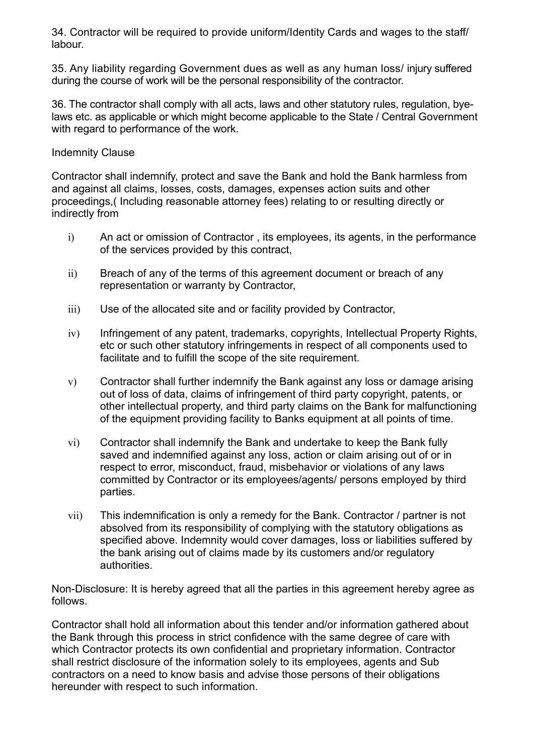34. Contractor will be required to provide uniform/Identity Cards and wages to the staff/ labour.

35. Any liability regarding Government dues as well as any human loss/ injury suffered during the course of work will be the personal responsibility of the contractor.

36. The contractor shall comply with all acts, laws and other statutory rules, regulation, bye-laws etc. as applicable or which might become applicable to the State / Central Government with regard to performance of the work.

Indemnity Clause

Contractor shall indemnify, protect and save the Bank and hold the Bank harmless from and against all claims, losses, costs, damages, expenses action suits and other proceedings,( Including reasonable attorney fees) relating to or resulting directly or indirectly from

i) An act or omission of Contractor , its employees, its agents, in the performance of the services provided by this contract,

ii) Breach of any of the terms of this agreement document or breach of any representation or warranty by Contractor,

iii) Use of the allocated site and or facility provided by Contractor,

iv) Infringement of any patent, trademarks, copyrights, Intellectual Property Rights, etc or such other statutory infringements in respect of all components used to facilitate and to fulfill the scope of the site requirement.

v) Contractor shall further indemnify the Bank against any loss or damage arising out of loss of data, claims of infringement of third party copyright, patents, or other intellectual property, and third party claims on the Bank for malfunctioning of the equipment providing facility to Banks equipment at all points of time.

vi) Contractor shall indemnify the Bank and undertake to keep the Bank fully saved and indemnified against any loss, action or claim arising out of or in respect to error, misconduct, fraud, misbehavior or violations of any laws committed by Contractor or its employees/agents/ persons employed by third parties.

vii) This indemnification is only a remedy for the Bank. Contractor / partner is not absolved from its responsibility of complying with the statutory obligations as specified above. Indemnity would cover damages, loss or liabilities suffered by the bank arising out of claims made by its customers and/or regulatory authorities.

Non-Disclosure: It is hereby agreed that all the parties in this agreement hereby agree as follows.

Contractor shall hold all information about this tender and/or information gathered about the Bank through this process in strict confidence with the same degree of care with which Contractor protects its own confidential and proprietary information. Contractor shall restrict disclosure of the information solely to its employees, agents and Sub contractors on a need to know basis and advise those persons of their obligations hereunder with respect to such information.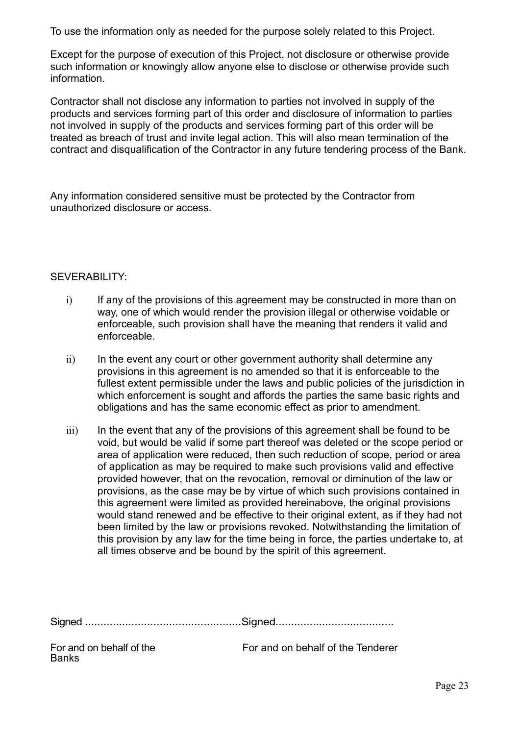To use the information only as needed for the purpose solely related to this Project.

Except for the purpose of execution of this Project, not disclosure or otherwise provide such information or knowingly allow anyone else to disclose or otherwise provide such information.

Contractor shall not disclose any information to parties not involved in supply of the products and services forming part of this order and disclosure of information to parties not involved in supply of the products and services forming part of this order will be treated as breach of trust and invite legal action. This will also mean termination of the contract and disqualification of the Contractor in any future tendering process of the Bank.

Any information considered sensitive must be protected by the Contractor from unauthorized disclosure or access.

SEVERABILITY:

i) If any of the provisions of this agreement may be constructed in more than on way, one of which would render the provision illegal or otherwise voidable or enforceable, such provision shall have the meaning that renders it valid and enforceable.

ii) In the event any court or other government authority shall determine any provisions in this agreement is no amended so that it is enforceable to the fullest extent permissible under the laws and public policies of the jurisdiction in which enforcement is sought and affords the parties the same basic rights and obligations and has the same economic effect as prior to amendment.

iii) In the event that any of the provisions of this agreement shall be found to be void, but would be valid if some part thereof was deleted or the scope period or area of application were reduced, then such reduction of scope, period or area of application as may be required to make such provisions valid and effective provided however, that on the revocation, removal or diminution of the law or provisions, as the case may be by virtue of which such provisions contained in this agreement were limited as provided hereinabove, the original provisions would stand renewed and be effective to their original extent, as if they had not been limited by the law or provisions revoked. Notwithstanding the limitation of this provision by any law for the time being in force, the parties undertake to, at all times observe and be bound by the spirit of this agreement.

Signed ..................................................Signed......................................

For and on behalf of the Banks | For and on behalf of the Tenderer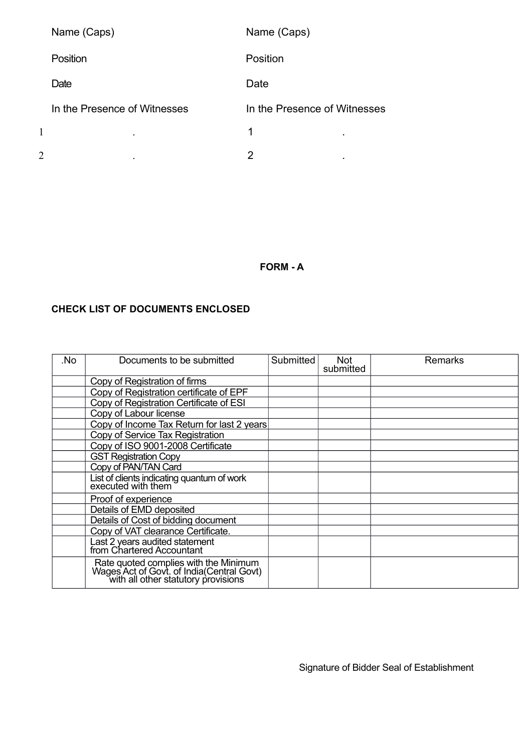| Name (Caps) | Name (Caps) |
|---|---|
| Position | Position |
| Date | Date |
| In the Presence of Witnesses | In the Presence of Witnesses |
| 1 . | 1 . |
| 2 . | 2 . |

**FORM - A**

**CHECK LIST OF DOCUMENTS ENCLOSED**

| .No | Documents to be submitted | Submitted | Not submitted | Remarks |
|---|---|---|---|---|
| | Copy of Registration of firms | | | |
| | Copy of Registration certificate of EPF | | | |
| | Copy of Registration Certificate of ESI | | | |
| | Copy of Labour license | | | |
| | Copy of Income Tax Return for last 2 years | | | |
| | Copy of Service Tax Registration | | | |
| | Copy of ISO 9001-2008 Certificate | | | |
| | GST Registration Copy | | | |
| | Copy of PAN/TAN Card | | | |
| | List of clients indicating quantum of work executed with them | | | |
| | Proof of experience | | | |
| | Details of EMD deposited | | | |
| | Details of Cost of bidding document | | | |
| | Copy of VAT clearance Certificate. | | | |
| | Last 2 years audited statement from Chartered Accountant | | | |
| | Rate quoted complies with the Minimum Wages Act of Govt. of India(Central Govt) with all other statutory provisions | | | |

Signature of Bidder Seal of Establishment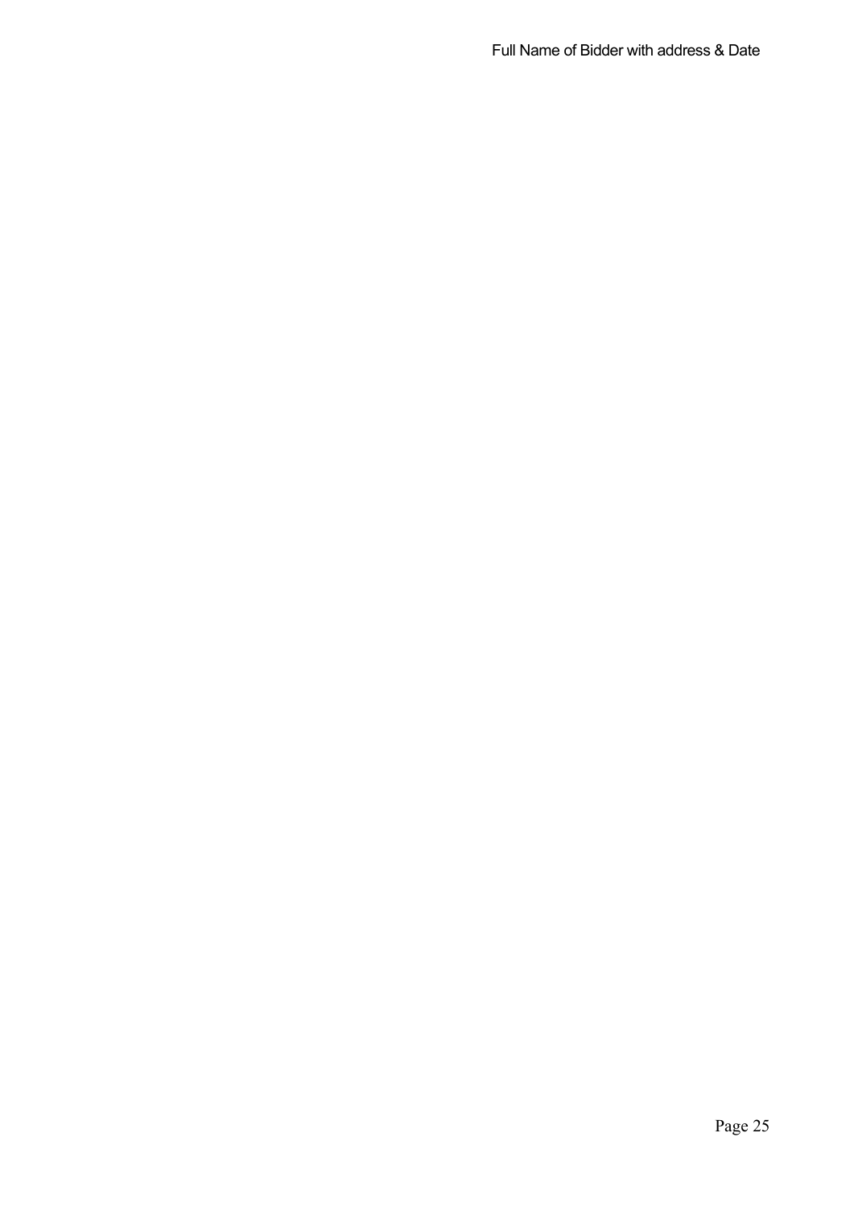Full Name of Bidder with address & Date